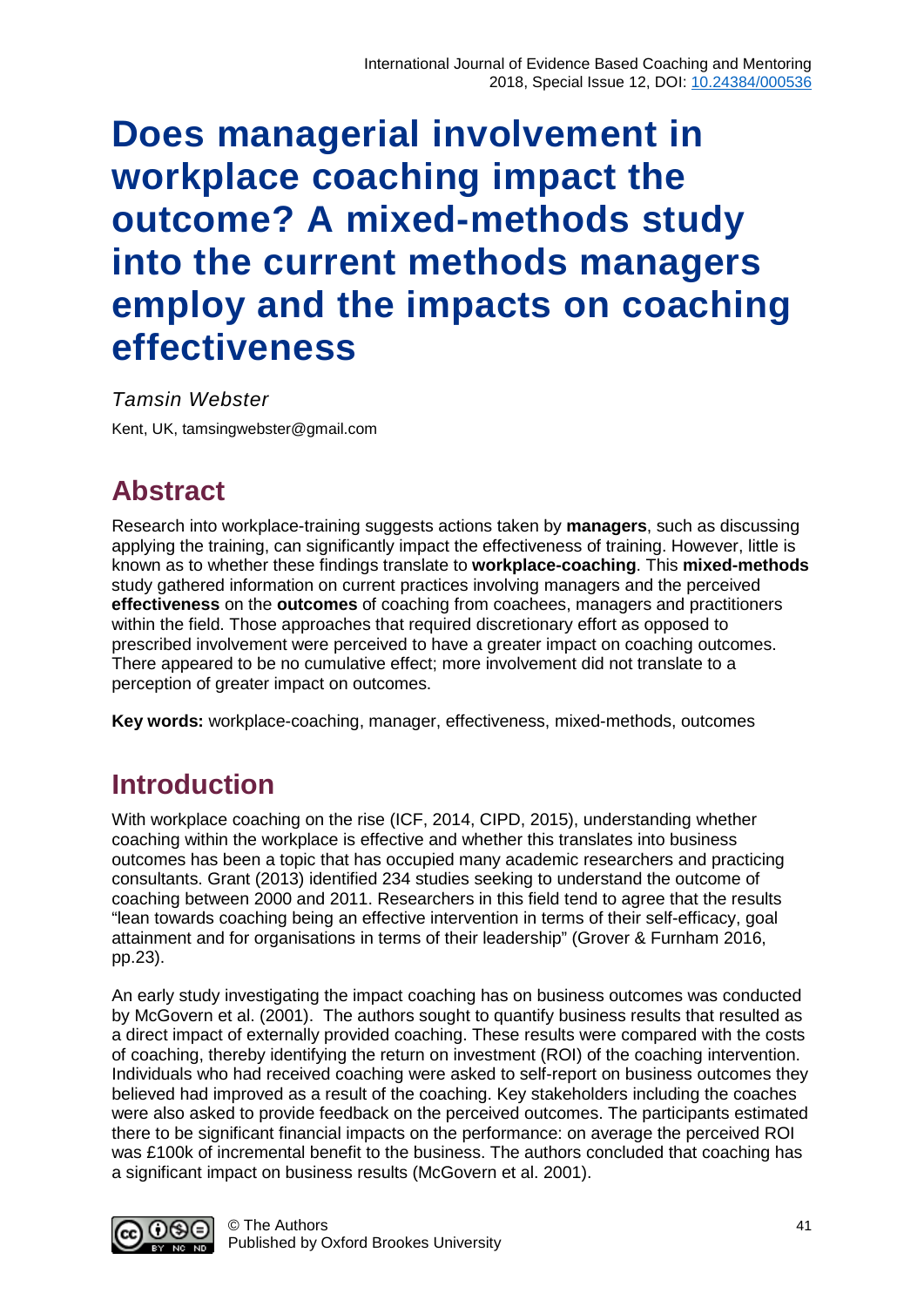# Does managerial involvement in workplace coaching impact the outcome? A mixed-methods study into the current methods managers employ and the impacts on coaching effectiveness

*Tamsin Webster*

Kent, UK, tamsingwebster@gmail.com

## Abstract

Research into workplace-training suggests actions taken by **managers**, such as discussing applying the training, can significantly impact the effectiveness of training. However, little is known as to whether these findings translate to **workplace-coaching**. This **mixed-methods** study gathered information on current practices involving managers and the perceived **effectiveness** on the **outcomes** of coaching from coachees, managers and practitioners within the field. Those approaches that required discretionary effort as opposed to prescribed involvement were perceived to have a greater impact on coaching outcomes. There appeared to be no cumulative effect; more involvement did not translate to a perception of greater impact on outcomes.

**Key words:** workplace-coaching, manager, effectiveness, mixed-methods, outcomes

## Introduction

With workplace coaching on the rise (ICF, 2014, CIPD, 2015), understanding whether coaching within the workplace is effective and whether this translates into business outcomes has been a topic that has occupied many academic researchers and practicing consultants. Grant (2013) identified 234 studies seeking to understand the outcome of coaching between 2000 and 2011. Researchers in this field tend to agree that the results "lean towards coaching being an effective intervention in terms of their self-efficacy, goal attainment and for organisations in terms of their leadership" (Grover & Furnham 2016, pp.23).

An early study investigating the impact coaching has on business outcomes was conducted by McGovern et al. (2001). The authors sought to quantify business results that resulted as a direct impact of externally provided coaching. These results were compared with the costs of coaching, thereby identifying the return on investment (ROI) of the coaching intervention. Individuals who had received coaching were asked to self-report on business outcomes they believed had improved as a result of the coaching. Key stakeholders including the coaches were also asked to provide feedback on the perceived outcomes. The participants estimated there to be significant financial impacts on the performance: on average the perceived ROI was £100k of incremental benefit to the business. The authors concluded that coaching has a significant impact on business results (McGovern et al. 2001).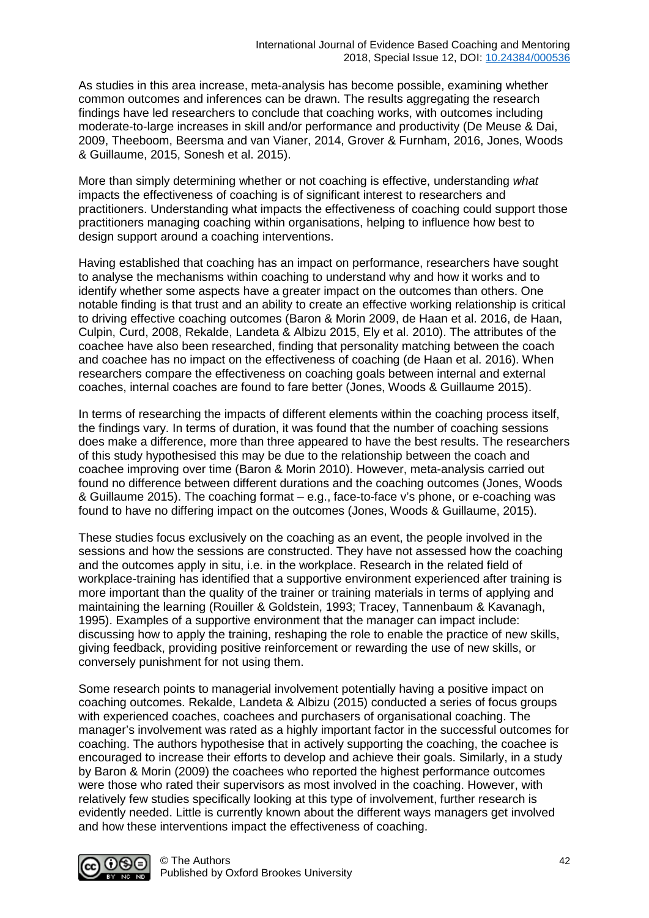As studies in this area increase, meta-analysis has become possible, examining whether common outcomes and inferences can be drawn. The results aggregating the research findings have led researchers to conclude that coaching works, with outcomes including moderate-to-large increases in skill and/or performance and productivity (De Meuse & Dai, 2009, Theeboom, Beersma and van Vianer, 2014, Grover & Furnham, 2016, Jones, Woods & Guillaume, 2015, Sonesh et al. 2015).

More than simply determining whether or not coaching is effective, understanding *what* impacts the effectiveness of coaching is of significant interest to researchers and practitioners. Understanding what impacts the effectiveness of coaching could support those practitioners managing coaching within organisations, helping to influence how best to design support around a coaching interventions.

Having established that coaching has an impact on performance, researchers have sought to analyse the mechanisms within coaching to understand why and how it works and to identify whether some aspects have a greater impact on the outcomes than others. One notable finding is that trust and an ability to create an effective working relationship is critical to driving effective coaching outcomes (Baron & Morin 2009, de Haan et al. 2016, de Haan, Culpin, Curd, 2008, Rekalde, Landeta & Albizu 2015, Ely et al. 2010). The attributes of the coachee have also been researched, finding that personality matching between the coach and coachee has no impact on the effectiveness of coaching (de Haan et al. 2016). When researchers compare the effectiveness on coaching goals between internal and external coaches, internal coaches are found to fare better (Jones, Woods & Guillaume 2015).

In terms of researching the impacts of different elements within the coaching process itself, the findings vary. In terms of duration, it was found that the number of coaching sessions does make a difference, more than three appeared to have the best results. The researchers of this study hypothesised this may be due to the relationship between the coach and coachee improving over time (Baron & Morin 2010). However, meta-analysis carried out found no difference between different durations and the coaching outcomes (Jones, Woods & Guillaume 2015). The coaching format – e.g., face-to-face v's phone, or e-coaching was found to have no differing impact on the outcomes (Jones, Woods & Guillaume, 2015).

These studies focus exclusively on the coaching as an event, the people involved in the sessions and how the sessions are constructed. They have not assessed how the coaching and the outcomes apply in situ, i.e. in the workplace. Research in the related field of workplace-training has identified that a supportive environment experienced after training is more important than the quality of the trainer or training materials in terms of applying and maintaining the learning (Rouiller & Goldstein, 1993; Tracey, Tannenbaum & Kavanagh, 1995). Examples of a supportive environment that the manager can impact include: discussing how to apply the training, reshaping the role to enable the practice of new skills, giving feedback, providing positive reinforcement or rewarding the use of new skills, or conversely punishment for not using them.

Some research points to managerial involvement potentially having a positive impact on coaching outcomes. Rekalde, Landeta & Albizu (2015) conducted a series of focus groups with experienced coaches, coachees and purchasers of organisational coaching. The manager's involvement was rated as a highly important factor in the successful outcomes for coaching. The authors hypothesise that in actively supporting the coaching, the coachee is encouraged to increase their efforts to develop and achieve their goals. Similarly, in a study by Baron & Morin (2009) the coachees who reported the highest performance outcomes were those who rated their supervisors as most involved in the coaching. However, with relatively few studies specifically looking at this type of involvement, further research is evidently needed. Little is currently known about the different ways managers get involved and how these interventions impact the effectiveness of coaching.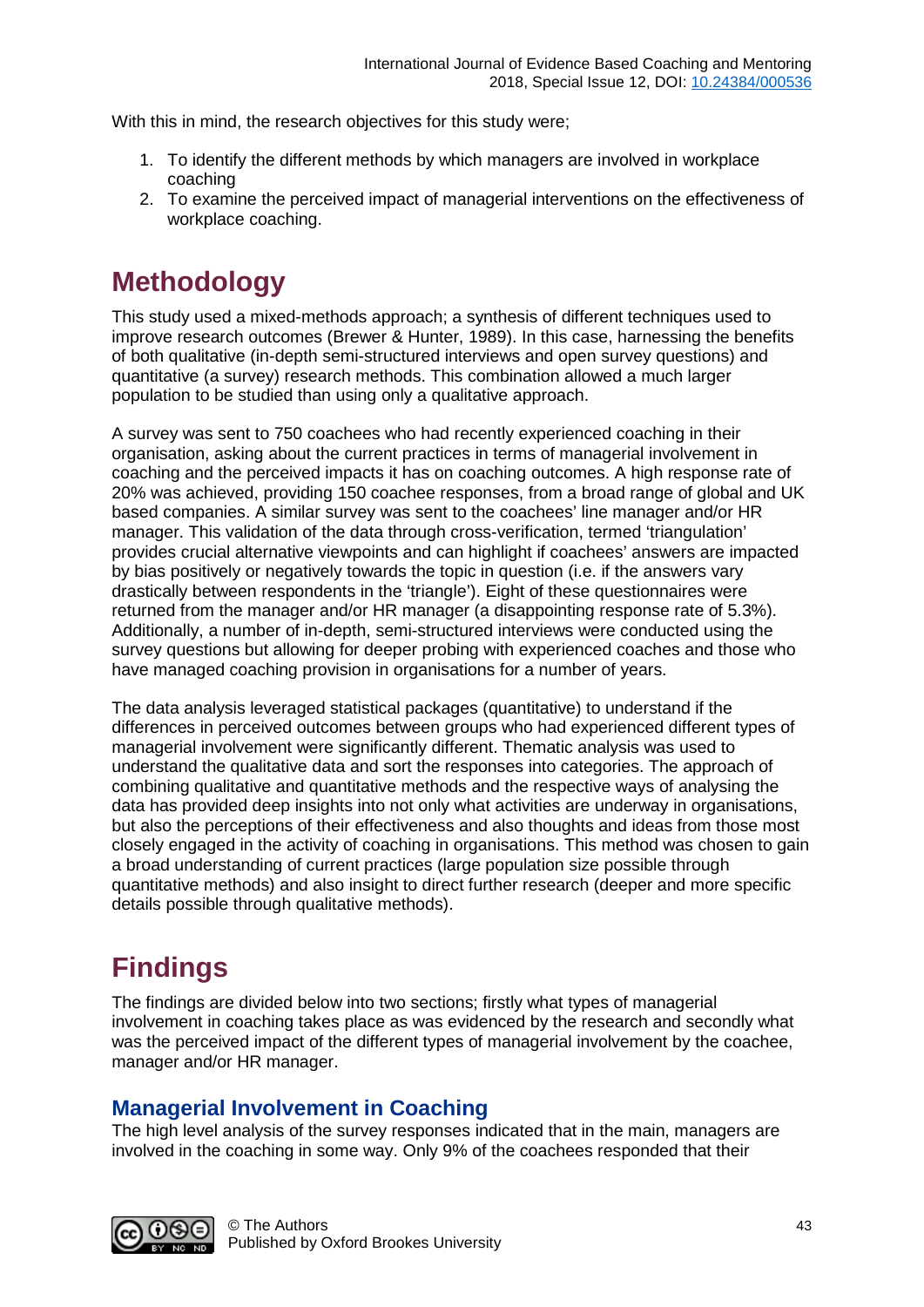With this in mind, the research objectives for this study were;

1. To identify the different methods by which managers are involved in workplace coaching
2. To examine the perceived impact of managerial interventions on the effectiveness of workplace coaching.

# Methodology

This study used a mixed-methods approach; a synthesis of different techniques used to improve research outcomes (Brewer & Hunter, 1989). In this case, harnessing the benefits of both qualitative (in-depth semi-structured interviews and open survey questions) and quantitative (a survey) research methods. This combination allowed a much larger population to be studied than using only a qualitative approach.

A survey was sent to 750 coachees who had recently experienced coaching in their organisation, asking about the current practices in terms of managerial involvement in coaching and the perceived impacts it has on coaching outcomes. A high response rate of 20% was achieved, providing 150 coachee responses, from a broad range of global and UK based companies. A similar survey was sent to the coachees' line manager and/or HR manager. This validation of the data through cross-verification, termed 'triangulation' provides crucial alternative viewpoints and can highlight if coachees' answers are impacted by bias positively or negatively towards the topic in question (i.e. if the answers vary drastically between respondents in the 'triangle'). Eight of these questionnaires were returned from the manager and/or HR manager (a disappointing response rate of 5.3%). Additionally, a number of in-depth, semi-structured interviews were conducted using the survey questions but allowing for deeper probing with experienced coaches and those who have managed coaching provision in organisations for a number of years.

The data analysis leveraged statistical packages (quantitative) to understand if the differences in perceived outcomes between groups who had experienced different types of managerial involvement were significantly different. Thematic analysis was used to understand the qualitative data and sort the responses into categories. The approach of combining qualitative and quantitative methods and the respective ways of analysing the data has provided deep insights into not only what activities are underway in organisations, but also the perceptions of their effectiveness and also thoughts and ideas from those most closely engaged in the activity of coaching in organisations. This method was chosen to gain a broad understanding of current practices (large population size possible through quantitative methods) and also insight to direct further research (deeper and more specific details possible through qualitative methods).

# Findings

The findings are divided below into two sections; firstly what types of managerial involvement in coaching takes place as was evidenced by the research and secondly what was the perceived impact of the different types of managerial involvement by the coachee, manager and/or HR manager.

## Managerial Involvement in Coaching

The high level analysis of the survey responses indicated that in the main, managers are involved in the coaching in some way. Only 9% of the coachees responded that their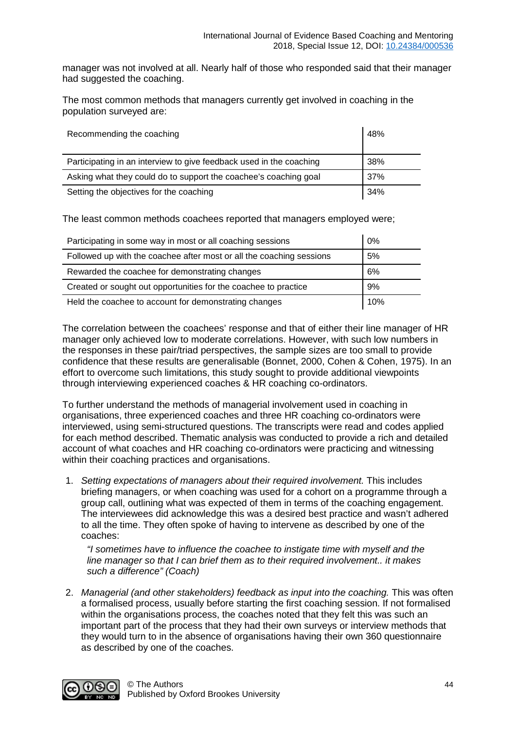manager was not involved at all. Nearly half of those who responded said that their manager had suggested the coaching.

The most common methods that managers currently get involved in coaching in the population surveyed are:

| | |
|---|---|
| Recommending the coaching | 48% |
| Participating in an interview to give feedback used in the coaching | 38% |
| Asking what they could do to support the coachee's coaching goal | 37% |
| Setting the objectives for the coaching | 34% |

The least common methods coachees reported that managers employed were;

| | |
|---|---|
| Participating in some way in most or all coaching sessions | 0% |
| Followed up with the coachee after most or all the coaching sessions | 5% |
| Rewarded the coachee for demonstrating changes | 6% |
| Created or sought out opportunities for the coachee to practice | 9% |
| Held the coachee to account for demonstrating changes | 10% |

The correlation between the coachees' response and that of either their line manager of HR manager only achieved low to moderate correlations. However, with such low numbers in the responses in these pair/triad perspectives, the sample sizes are too small to provide confidence that these results are generalisable (Bonnet, 2000, Cohen & Cohen, 1975). In an effort to overcome such limitations, this study sought to provide additional viewpoints through interviewing experienced coaches & HR coaching co-ordinators.

To further understand the methods of managerial involvement used in coaching in organisations, three experienced coaches and three HR coaching co-ordinators were interviewed, using semi-structured questions. The transcripts were read and codes applied for each method described. Thematic analysis was conducted to provide a rich and detailed account of what coaches and HR coaching co-ordinators were practicing and witnessing within their coaching practices and organisations.

1. *Setting expectations of managers about their required involvement.* This includes briefing managers, or when coaching was used for a cohort on a programme through a group call, outlining what was expected of them in terms of the coaching engagement. The interviewees did acknowledge this was a desired best practice and wasn't adhered to all the time. They often spoke of having to intervene as described by one of the coaches:

   *"I sometimes have to influence the coachee to instigate time with myself and the line manager so that I can brief them as to their required involvement.. it makes such a difference" (Coach)*

2. *Managerial (and other stakeholders) feedback as input into the coaching.* This was often a formalised process, usually before starting the first coaching session. If not formalised within the organisations process, the coaches noted that they felt this was such an important part of the process that they had their own surveys or interview methods that they would turn to in the absence of organisations having their own 360 questionnaire as described by one of the coaches.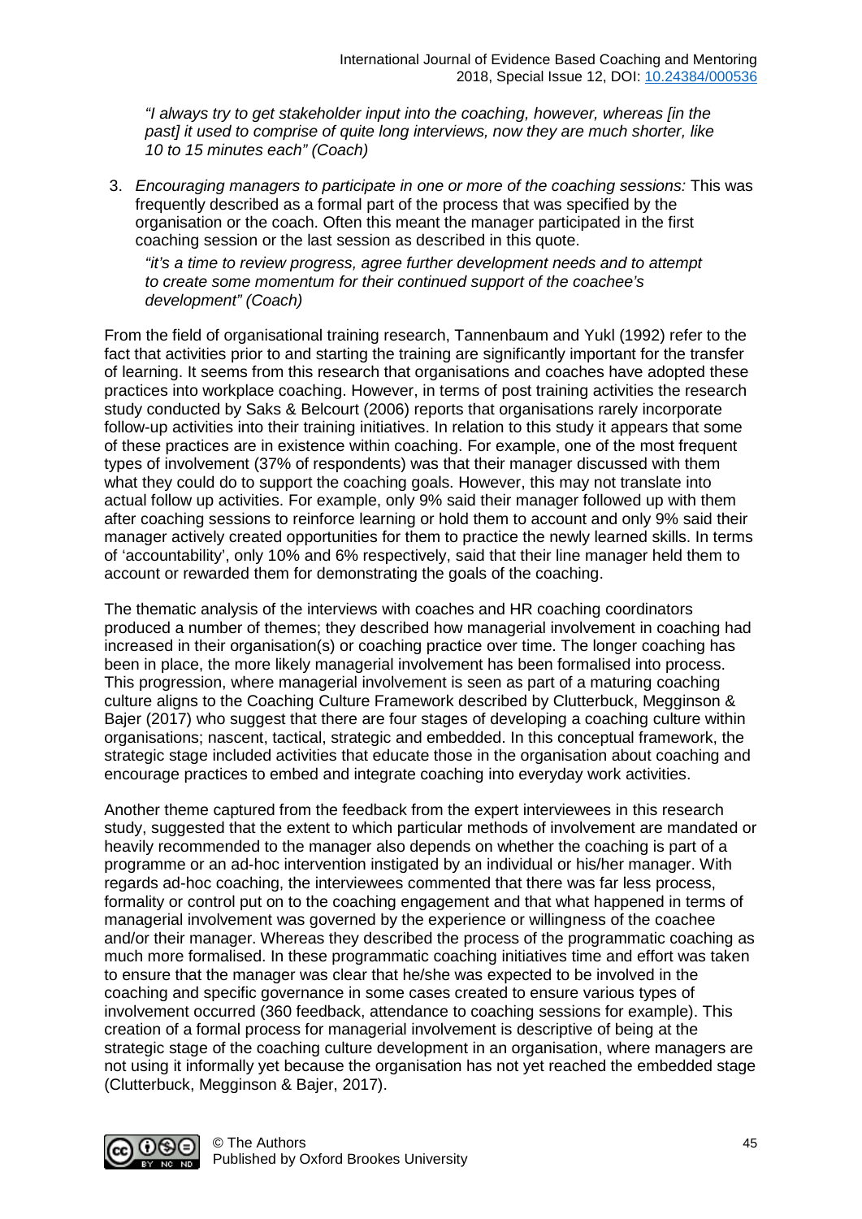*"I always try to get stakeholder input into the coaching, however, whereas [in the past] it used to comprise of quite long interviews, now they are much shorter, like 10 to 15 minutes each" (Coach)*

3. *Encouraging managers to participate in one or more of the coaching sessions:* This was frequently described as a formal part of the process that was specified by the organisation or the coach. Often this meant the manager participated in the first coaching session or the last session as described in this quote.

   *"it's a time to review progress, agree further development needs and to attempt to create some momentum for their continued support of the coachee's development" (Coach)*

From the field of organisational training research, Tannenbaum and Yukl (1992) refer to the fact that activities prior to and starting the training are significantly important for the transfer of learning. It seems from this research that organisations and coaches have adopted these practices into workplace coaching. However, in terms of post training activities the research study conducted by Saks & Belcourt (2006) reports that organisations rarely incorporate follow-up activities into their training initiatives. In relation to this study it appears that some of these practices are in existence within coaching. For example, one of the most frequent types of involvement (37% of respondents) was that their manager discussed with them what they could do to support the coaching goals. However, this may not translate into actual follow up activities. For example, only 9% said their manager followed up with them after coaching sessions to reinforce learning or hold them to account and only 9% said their manager actively created opportunities for them to practice the newly learned skills. In terms of 'accountability', only 10% and 6% respectively, said that their line manager held them to account or rewarded them for demonstrating the goals of the coaching.

The thematic analysis of the interviews with coaches and HR coaching coordinators produced a number of themes; they described how managerial involvement in coaching had increased in their organisation(s) or coaching practice over time. The longer coaching has been in place, the more likely managerial involvement has been formalised into process. This progression, where managerial involvement is seen as part of a maturing coaching culture aligns to the Coaching Culture Framework described by Clutterbuck, Megginson & Bajer (2017) who suggest that there are four stages of developing a coaching culture within organisations; nascent, tactical, strategic and embedded. In this conceptual framework, the strategic stage included activities that educate those in the organisation about coaching and encourage practices to embed and integrate coaching into everyday work activities.

Another theme captured from the feedback from the expert interviewees in this research study, suggested that the extent to which particular methods of involvement are mandated or heavily recommended to the manager also depends on whether the coaching is part of a programme or an ad-hoc intervention instigated by an individual or his/her manager. With regards ad-hoc coaching, the interviewees commented that there was far less process, formality or control put on to the coaching engagement and that what happened in terms of managerial involvement was governed by the experience or willingness of the coachee and/or their manager. Whereas they described the process of the programmatic coaching as much more formalised. In these programmatic coaching initiatives time and effort was taken to ensure that the manager was clear that he/she was expected to be involved in the coaching and specific governance in some cases created to ensure various types of involvement occurred (360 feedback, attendance to coaching sessions for example). This creation of a formal process for managerial involvement is descriptive of being at the strategic stage of the coaching culture development in an organisation, where managers are not using it informally yet because the organisation has not yet reached the embedded stage (Clutterbuck, Megginson & Bajer, 2017).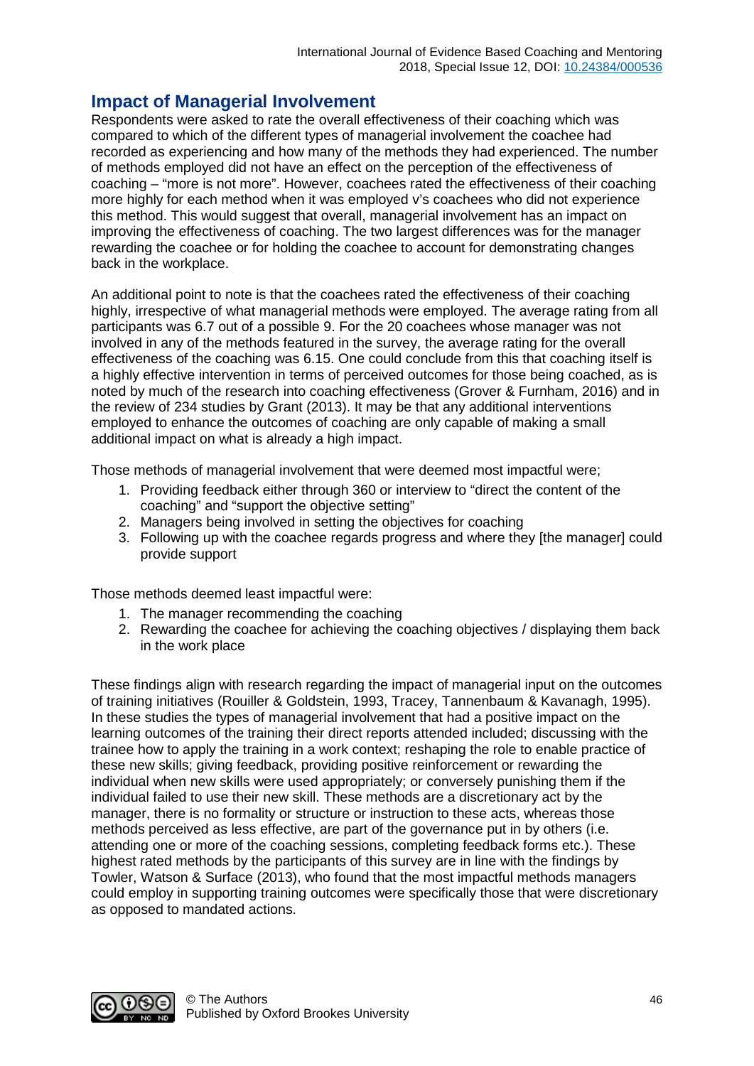## Impact of Managerial Involvement

Respondents were asked to rate the overall effectiveness of their coaching which was compared to which of the different types of managerial involvement the coachee had recorded as experiencing and how many of the methods they had experienced. The number of methods employed did not have an effect on the perception of the effectiveness of coaching – "more is not more". However, coachees rated the effectiveness of their coaching more highly for each method when it was employed v's coachees who did not experience this method. This would suggest that overall, managerial involvement has an impact on improving the effectiveness of coaching. The two largest differences was for the manager rewarding the coachee or for holding the coachee to account for demonstrating changes back in the workplace.

An additional point to note is that the coachees rated the effectiveness of their coaching highly, irrespective of what managerial methods were employed. The average rating from all participants was 6.7 out of a possible 9. For the 20 coachees whose manager was not involved in any of the methods featured in the survey, the average rating for the overall effectiveness of the coaching was 6.15. One could conclude from this that coaching itself is a highly effective intervention in terms of perceived outcomes for those being coached, as is noted by much of the research into coaching effectiveness (Grover & Furnham, 2016) and in the review of 234 studies by Grant (2013). It may be that any additional interventions employed to enhance the outcomes of coaching are only capable of making a small additional impact on what is already a high impact.

Those methods of managerial involvement that were deemed most impactful were;

1. Providing feedback either through 360 or interview to "direct the content of the coaching" and "support the objective setting"
2. Managers being involved in setting the objectives for coaching
3. Following up with the coachee regards progress and where they [the manager] could provide support

Those methods deemed least impactful were:

1. The manager recommending the coaching
2. Rewarding the coachee for achieving the coaching objectives / displaying them back in the work place

These findings align with research regarding the impact of managerial input on the outcomes of training initiatives (Rouiller & Goldstein, 1993, Tracey, Tannenbaum & Kavanagh, 1995). In these studies the types of managerial involvement that had a positive impact on the learning outcomes of the training their direct reports attended included; discussing with the trainee how to apply the training in a work context; reshaping the role to enable practice of these new skills; giving feedback, providing positive reinforcement or rewarding the individual when new skills were used appropriately; or conversely punishing them if the individual failed to use their new skill. These methods are a discretionary act by the manager, there is no formality or structure or instruction to these acts, whereas those methods perceived as less effective, are part of the governance put in by others (i.e. attending one or more of the coaching sessions, completing feedback forms etc.). These highest rated methods by the participants of this survey are in line with the findings by Towler, Watson & Surface (2013), who found that the most impactful methods managers could employ in supporting training outcomes were specifically those that were discretionary as opposed to mandated actions.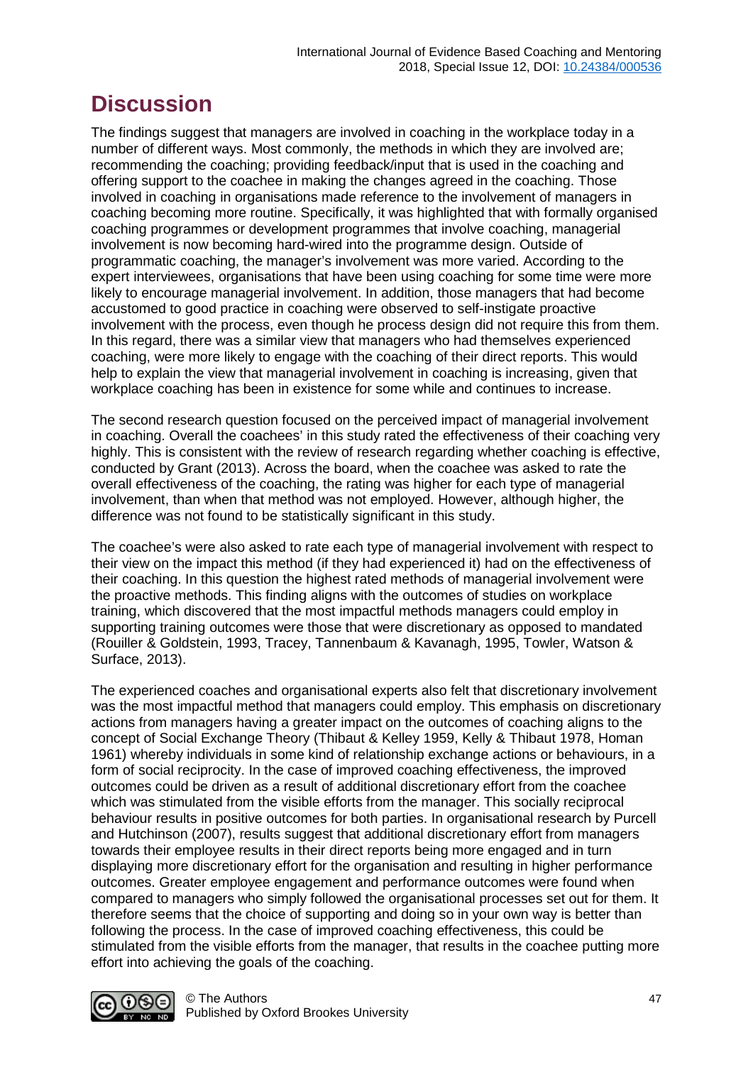## Discussion

The findings suggest that managers are involved in coaching in the workplace today in a number of different ways. Most commonly, the methods in which they are involved are; recommending the coaching; providing feedback/input that is used in the coaching and offering support to the coachee in making the changes agreed in the coaching. Those involved in coaching in organisations made reference to the involvement of managers in coaching becoming more routine. Specifically, it was highlighted that with formally organised coaching programmes or development programmes that involve coaching, managerial involvement is now becoming hard-wired into the programme design. Outside of programmatic coaching, the manager's involvement was more varied. According to the expert interviewees, organisations that have been using coaching for some time were more likely to encourage managerial involvement. In addition, those managers that had become accustomed to good practice in coaching were observed to self-instigate proactive involvement with the process, even though he process design did not require this from them. In this regard, there was a similar view that managers who had themselves experienced coaching, were more likely to engage with the coaching of their direct reports. This would help to explain the view that managerial involvement in coaching is increasing, given that workplace coaching has been in existence for some while and continues to increase.

The second research question focused on the perceived impact of managerial involvement in coaching. Overall the coachees' in this study rated the effectiveness of their coaching very highly. This is consistent with the review of research regarding whether coaching is effective, conducted by Grant (2013). Across the board, when the coachee was asked to rate the overall effectiveness of the coaching, the rating was higher for each type of managerial involvement, than when that method was not employed. However, although higher, the difference was not found to be statistically significant in this study.

The coachee's were also asked to rate each type of managerial involvement with respect to their view on the impact this method (if they had experienced it) had on the effectiveness of their coaching. In this question the highest rated methods of managerial involvement were the proactive methods. This finding aligns with the outcomes of studies on workplace training, which discovered that the most impactful methods managers could employ in supporting training outcomes were those that were discretionary as opposed to mandated (Rouiller & Goldstein, 1993, Tracey, Tannenbaum & Kavanagh, 1995, Towler, Watson & Surface, 2013).

The experienced coaches and organisational experts also felt that discretionary involvement was the most impactful method that managers could employ. This emphasis on discretionary actions from managers having a greater impact on the outcomes of coaching aligns to the concept of Social Exchange Theory (Thibaut & Kelley 1959, Kelly & Thibaut 1978, Homan 1961) whereby individuals in some kind of relationship exchange actions or behaviours, in a form of social reciprocity. In the case of improved coaching effectiveness, the improved outcomes could be driven as a result of additional discretionary effort from the coachee which was stimulated from the visible efforts from the manager. This socially reciprocal behaviour results in positive outcomes for both parties. In organisational research by Purcell and Hutchinson (2007), results suggest that additional discretionary effort from managers towards their employee results in their direct reports being more engaged and in turn displaying more discretionary effort for the organisation and resulting in higher performance outcomes. Greater employee engagement and performance outcomes were found when compared to managers who simply followed the organisational processes set out for them. It therefore seems that the choice of supporting and doing so in your own way is better than following the process. In the case of improved coaching effectiveness, this could be stimulated from the visible efforts from the manager, that results in the coachee putting more effort into achieving the goals of the coaching.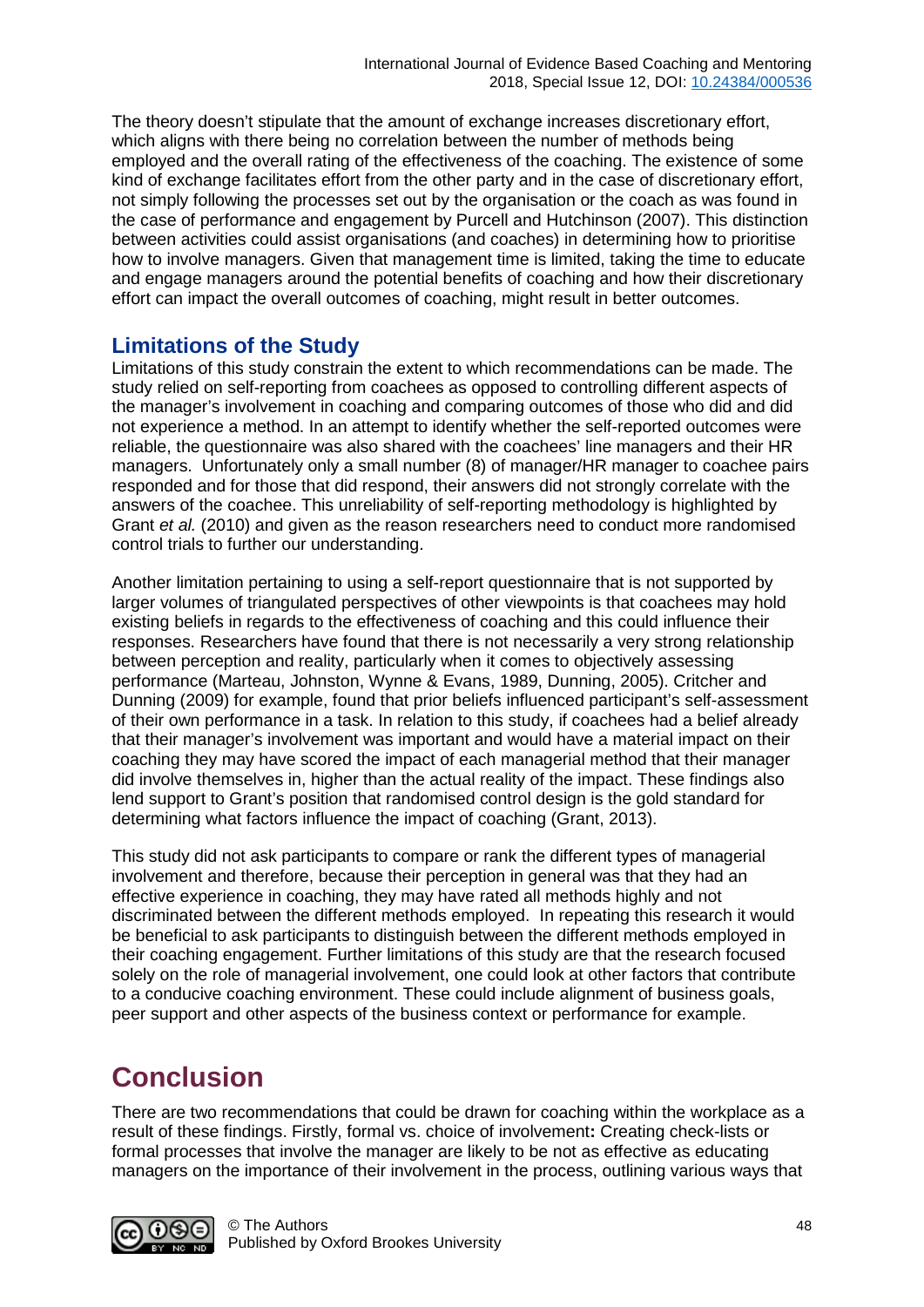The theory doesn't stipulate that the amount of exchange increases discretionary effort, which aligns with there being no correlation between the number of methods being employed and the overall rating of the effectiveness of the coaching. The existence of some kind of exchange facilitates effort from the other party and in the case of discretionary effort, not simply following the processes set out by the organisation or the coach as was found in the case of performance and engagement by Purcell and Hutchinson (2007). This distinction between activities could assist organisations (and coaches) in determining how to prioritise how to involve managers. Given that management time is limited, taking the time to educate and engage managers around the potential benefits of coaching and how their discretionary effort can impact the overall outcomes of coaching, might result in better outcomes.

## Limitations of the Study

Limitations of this study constrain the extent to which recommendations can be made. The study relied on self-reporting from coachees as opposed to controlling different aspects of the manager's involvement in coaching and comparing outcomes of those who did and did not experience a method. In an attempt to identify whether the self-reported outcomes were reliable, the questionnaire was also shared with the coachees' line managers and their HR managers. Unfortunately only a small number (8) of manager/HR manager to coachee pairs responded and for those that did respond, their answers did not strongly correlate with the answers of the coachee. This unreliability of self-reporting methodology is highlighted by Grant *et al.* (2010) and given as the reason researchers need to conduct more randomised control trials to further our understanding.

Another limitation pertaining to using a self-report questionnaire that is not supported by larger volumes of triangulated perspectives of other viewpoints is that coachees may hold existing beliefs in regards to the effectiveness of coaching and this could influence their responses. Researchers have found that there is not necessarily a very strong relationship between perception and reality, particularly when it comes to objectively assessing performance (Marteau, Johnston, Wynne & Evans, 1989, Dunning, 2005). Critcher and Dunning (2009) for example, found that prior beliefs influenced participant's self-assessment of their own performance in a task. In relation to this study, if coachees had a belief already that their manager's involvement was important and would have a material impact on their coaching they may have scored the impact of each managerial method that their manager did involve themselves in, higher than the actual reality of the impact. These findings also lend support to Grant's position that randomised control design is the gold standard for determining what factors influence the impact of coaching (Grant, 2013).

This study did not ask participants to compare or rank the different types of managerial involvement and therefore, because their perception in general was that they had an effective experience in coaching, they may have rated all methods highly and not discriminated between the different methods employed. In repeating this research it would be beneficial to ask participants to distinguish between the different methods employed in their coaching engagement. Further limitations of this study are that the research focused solely on the role of managerial involvement, one could look at other factors that contribute to a conducive coaching environment. These could include alignment of business goals, peer support and other aspects of the business context or performance for example.

# Conclusion

There are two recommendations that could be drawn for coaching within the workplace as a result of these findings. Firstly, formal vs. choice of involvement**:** Creating check-lists or formal processes that involve the manager are likely to be not as effective as educating managers on the importance of their involvement in the process, outlining various ways that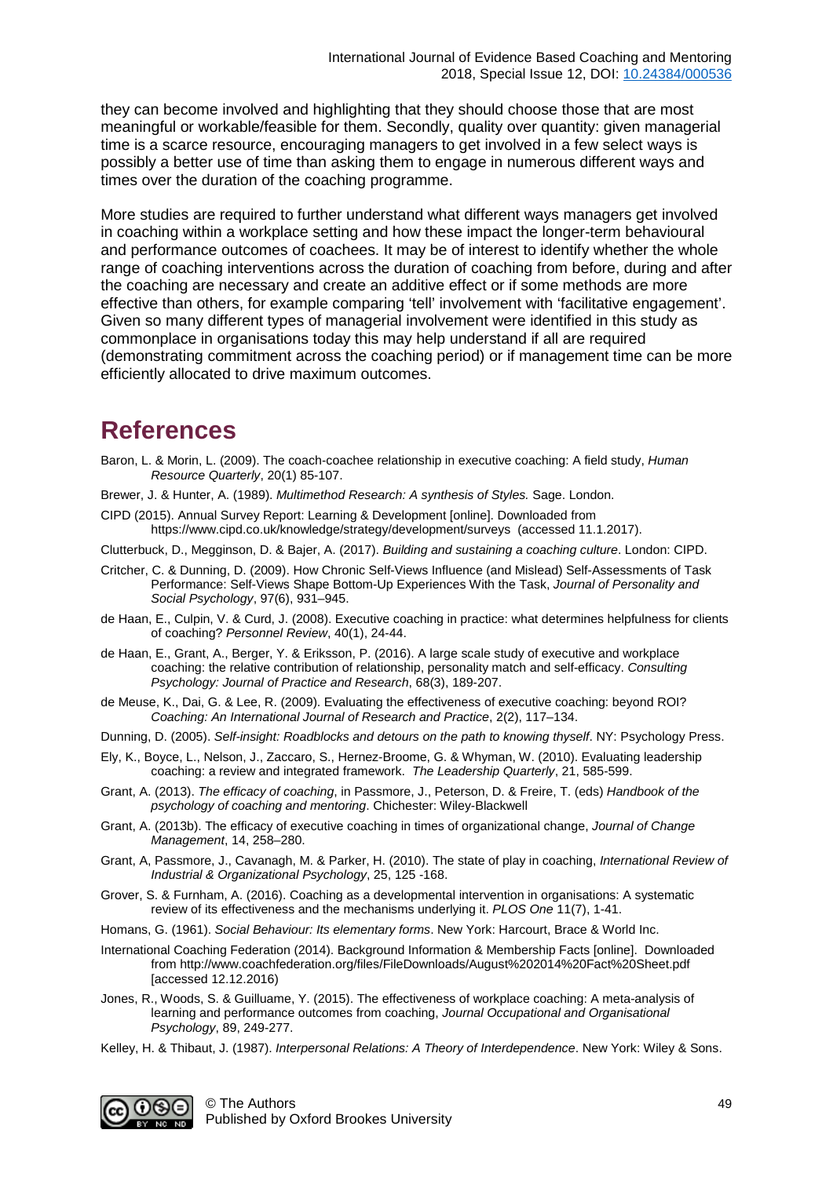they can become involved and highlighting that they should choose those that are most meaningful or workable/feasible for them. Secondly, quality over quantity: given managerial time is a scarce resource, encouraging managers to get involved in a few select ways is possibly a better use of time than asking them to engage in numerous different ways and times over the duration of the coaching programme.

More studies are required to further understand what different ways managers get involved in coaching within a workplace setting and how these impact the longer-term behavioural and performance outcomes of coachees. It may be of interest to identify whether the whole range of coaching interventions across the duration of coaching from before, during and after the coaching are necessary and create an additive effect or if some methods are more effective than others, for example comparing 'tell' involvement with 'facilitative engagement'. Given so many different types of managerial involvement were identified in this study as commonplace in organisations today this may help understand if all are required (demonstrating commitment across the coaching period) or if management time can be more efficiently allocated to drive maximum outcomes.

# References

Baron, L. & Morin, L. (2009). The coach-coachee relationship in executive coaching: A field study, *Human Resource Quarterly*, 20(1) 85-107.

Brewer, J. & Hunter, A. (1989). *Multimethod Research: A synthesis of Styles.* Sage. London.

CIPD (2015). Annual Survey Report: Learning & Development [online]. Downloaded from https://www.cipd.co.uk/knowledge/strategy/development/surveys (accessed 11.1.2017).

Clutterbuck, D., Megginson, D. & Bajer, A. (2017). *Building and sustaining a coaching culture*. London: CIPD.

Critcher, C. & Dunning, D. (2009). How Chronic Self-Views Influence (and Mislead) Self-Assessments of Task Performance: Self-Views Shape Bottom-Up Experiences With the Task, *Journal of Personality and Social Psychology*, 97(6), 931–945.

de Haan, E., Culpin, V. & Curd, J. (2008). Executive coaching in practice: what determines helpfulness for clients of coaching? *Personnel Review*, 40(1), 24-44.

de Haan, E., Grant, A., Berger, Y. & Eriksson, P. (2016). A large scale study of executive and workplace coaching: the relative contribution of relationship, personality match and self-efficacy. *Consulting Psychology: Journal of Practice and Research*, 68(3), 189-207.

de Meuse, K., Dai, G. & Lee, R. (2009). Evaluating the effectiveness of executive coaching: beyond ROI? *Coaching: An International Journal of Research and Practice*, 2(2), 117–134.

Dunning, D. (2005). *Self-insight: Roadblocks and detours on the path to knowing thyself*. NY: Psychology Press.

Ely, K., Boyce, L., Nelson, J., Zaccaro, S., Hernez-Broome, G. & Whyman, W. (2010). Evaluating leadership coaching: a review and integrated framework. *The Leadership Quarterly*, 21, 585-599.

Grant, A. (2013). *The efficacy of coaching*, in Passmore, J., Peterson, D. & Freire, T. (eds) *Handbook of the psychology of coaching and mentoring*. Chichester: Wiley-Blackwell

Grant, A. (2013b). The efficacy of executive coaching in times of organizational change, *Journal of Change Management*, 14, 258–280.

Grant, A, Passmore, J., Cavanagh, M. & Parker, H. (2010). The state of play in coaching, *International Review of Industrial & Organizational Psychology*, 25, 125 -168.

Grover, S. & Furnham, A. (2016). Coaching as a developmental intervention in organisations: A systematic review of its effectiveness and the mechanisms underlying it. *PLOS One* 11(7), 1-41.

Homans, G. (1961). *Social Behaviour: Its elementary forms*. New York: Harcourt, Brace & World Inc.

International Coaching Federation (2014). Background Information & Membership Facts [online]. Downloaded from http://www.coachfederation.org/files/FileDownloads/August%202014%20Fact%20Sheet.pdf [accessed 12.12.2016)

Jones, R., Woods, S. & Guilluame, Y. (2015). The effectiveness of workplace coaching: A meta-analysis of learning and performance outcomes from coaching, *Journal Occupational and Organisational Psychology*, 89, 249-277.

Kelley, H. & Thibaut, J. (1987). *Interpersonal Relations: A Theory of Interdependence*. New York: Wiley & Sons.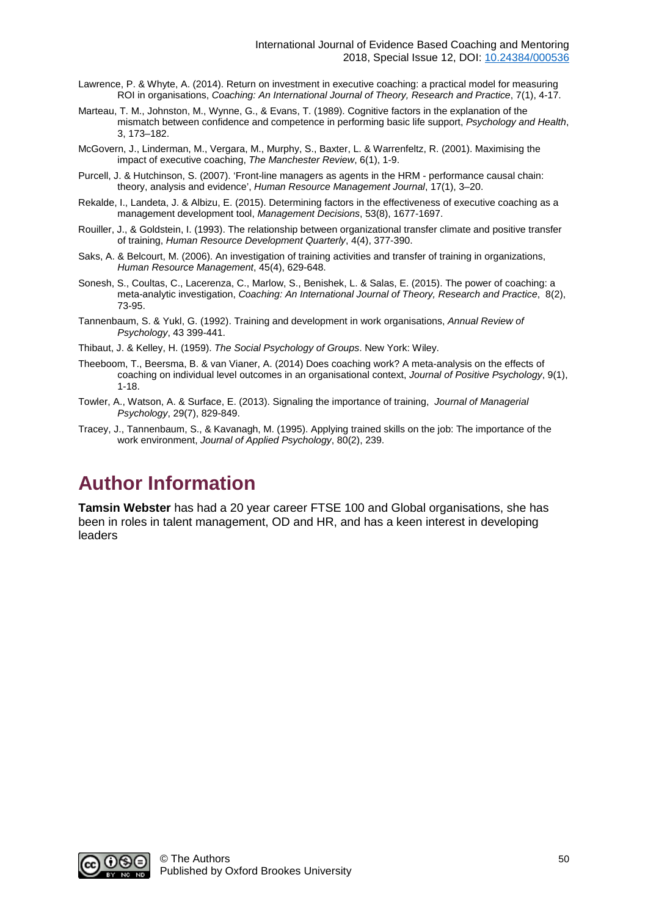Lawrence, P. & Whyte, A. (2014). Return on investment in executive coaching: a practical model for measuring ROI in organisations, *Coaching: An International Journal of Theory, Research and Practice*, 7(1), 4-17.

Marteau, T. M., Johnston, M., Wynne, G., & Evans, T. (1989). Cognitive factors in the explanation of the mismatch between confidence and competence in performing basic life support, *Psychology and Health*, 3, 173–182.

McGovern, J., Linderman, M., Vergara, M., Murphy, S., Baxter, L. & Warrenfeltz, R. (2001). Maximising the impact of executive coaching, *The Manchester Review*, 6(1), 1-9.

Purcell, J. & Hutchinson, S. (2007). 'Front-line managers as agents in the HRM - performance causal chain: theory, analysis and evidence', *Human Resource Management Journal*, 17(1), 3–20.

Rekalde, I., Landeta, J. & Albizu, E. (2015). Determining factors in the effectiveness of executive coaching as a management development tool, *Management Decisions*, 53(8), 1677-1697.

Rouiller, J., & Goldstein, I. (1993). The relationship between organizational transfer climate and positive transfer of training, *Human Resource Development Quarterly*, 4(4), 377-390.

Saks, A. & Belcourt, M. (2006). An investigation of training activities and transfer of training in organizations, *Human Resource Management*, 45(4), 629-648.

Sonesh, S., Coultas, C., Lacerenza, C., Marlow, S., Benishek, L. & Salas, E. (2015). The power of coaching: a meta-analytic investigation, *Coaching: An International Journal of Theory, Research and Practice*, 8(2), 73-95.

Tannenbaum, S. & Yukl, G. (1992). Training and development in work organisations, *Annual Review of Psychology*, 43 399-441.

Thibaut, J. & Kelley, H. (1959). *The Social Psychology of Groups*. New York: Wiley.

Theeboom, T., Beersma, B. & van Vianer, A. (2014) Does coaching work? A meta-analysis on the effects of coaching on individual level outcomes in an organisational context, *Journal of Positive Psychology*, 9(1), 1-18.

Towler, A., Watson, A. & Surface, E. (2013). Signaling the importance of training, *Journal of Managerial Psychology*, 29(7), 829-849.

Tracey, J., Tannenbaum, S., & Kavanagh, M. (1995). Applying trained skills on the job: The importance of the work environment, *Journal of Applied Psychology*, 80(2), 239.

# Author Information

**Tamsin Webster** has had a 20 year career FTSE 100 and Global organisations, she has been in roles in talent management, OD and HR, and has a keen interest in developing leaders